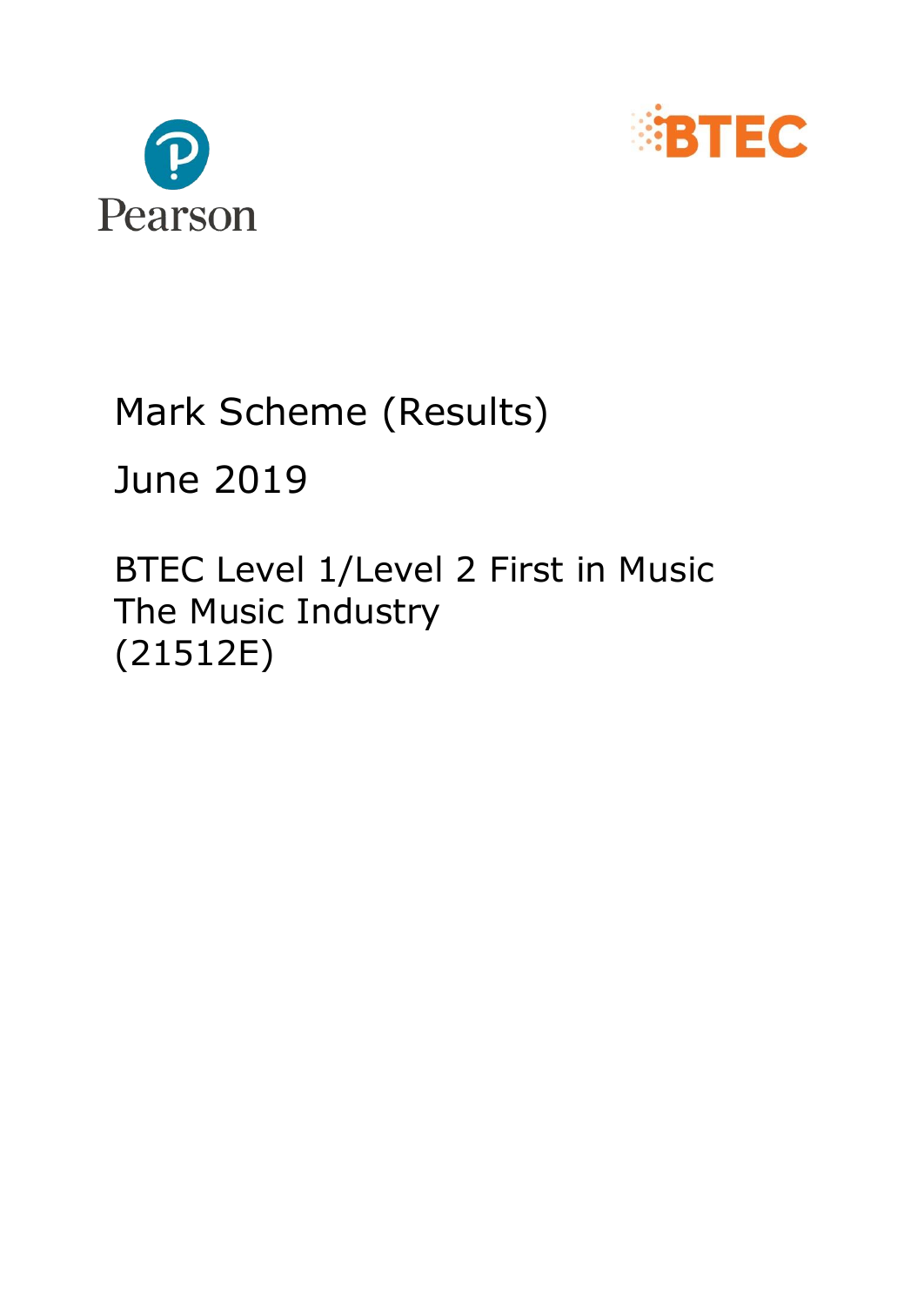Pearson

BTEC

# Mark Scheme (Results)

June 2019

BTEC Level 1/Level 2 First in Music
The Music Industry
(21512E)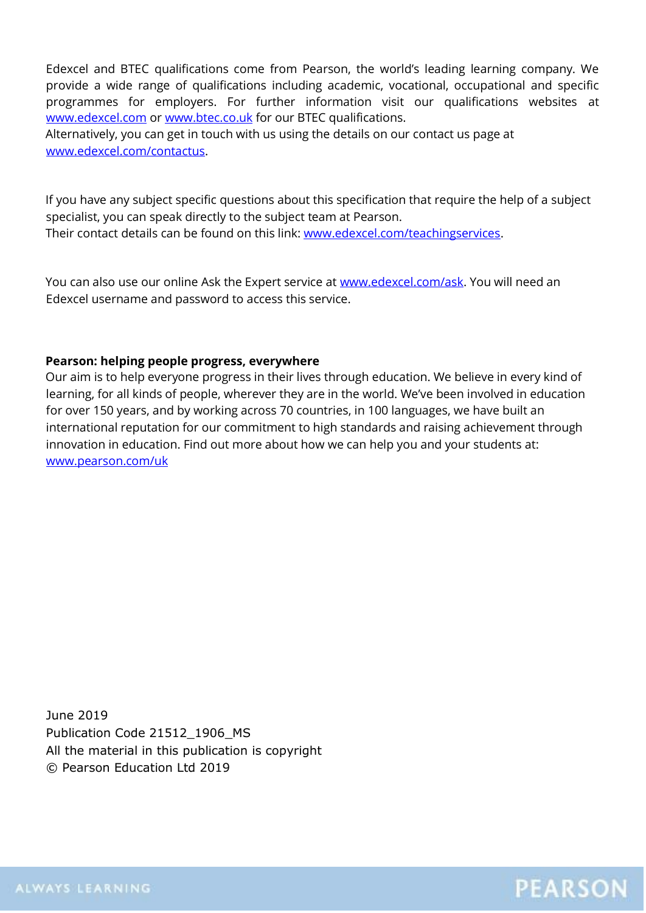Edexcel and BTEC qualifications come from Pearson, the world's leading learning company. We provide a wide range of qualifications including academic, vocational, occupational and specific programmes for employers. For further information visit our qualifications websites at www.edexcel.com or www.btec.co.uk for our BTEC qualifications.
Alternatively, you can get in touch with us using the details on our contact us page at www.edexcel.com/contactus.

If you have any subject specific questions about this specification that require the help of a subject specialist, you can speak directly to the subject team at Pearson.
Their contact details can be found on this link: www.edexcel.com/teachingservices.

You can also use our online Ask the Expert service at www.edexcel.com/ask. You will need an Edexcel username and password to access this service.

**Pearson: helping people progress, everywhere**
Our aim is to help everyone progress in their lives through education. We believe in every kind of learning, for all kinds of people, wherever they are in the world. We've been involved in education for over 150 years, and by working across 70 countries, in 100 languages, we have built an international reputation for our commitment to high standards and raising achievement through innovation in education. Find out more about how we can help you and your students at: www.pearson.com/uk

June 2019
Publication Code 21512_1906_MS
All the material in this publication is copyright
© Pearson Education Ltd 2019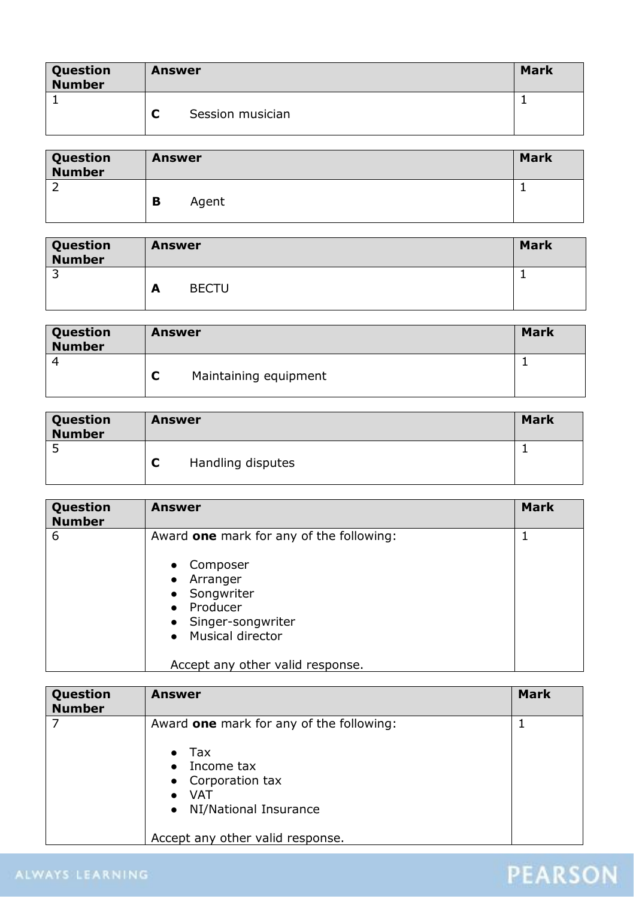| Question Number | Answer | Mark |
|---|---|---|
| 1 | **C** Session musician | 1 |

| Question Number | Answer | Mark |
|---|---|---|
| 2 | **B** Agent | 1 |

| Question Number | Answer | Mark |
|---|---|---|
| 3 | **A** BECTU | 1 |

| Question Number | Answer | Mark |
|---|---|---|
| 4 | **C** Maintaining equipment | 1 |

| Question Number | Answer | Mark |
|---|---|---|
| 5 | **C** Handling disputes | 1 |

| Question Number | Answer | Mark |
|---|---|---|
| 6 | Award **one** mark for any of the following:<br><br>• Composer<br>• Arranger<br>• Songwriter<br>• Producer<br>• Singer-songwriter<br>• Musical director<br><br>Accept any other valid response. | 1 |

| Question Number | Answer | Mark |
|---|---|---|
| 7 | Award **one** mark for any of the following:<br><br>• Tax<br>• Income tax<br>• Corporation tax<br>• VAT<br>• NI/National Insurance<br><br>Accept any other valid response. | 1 |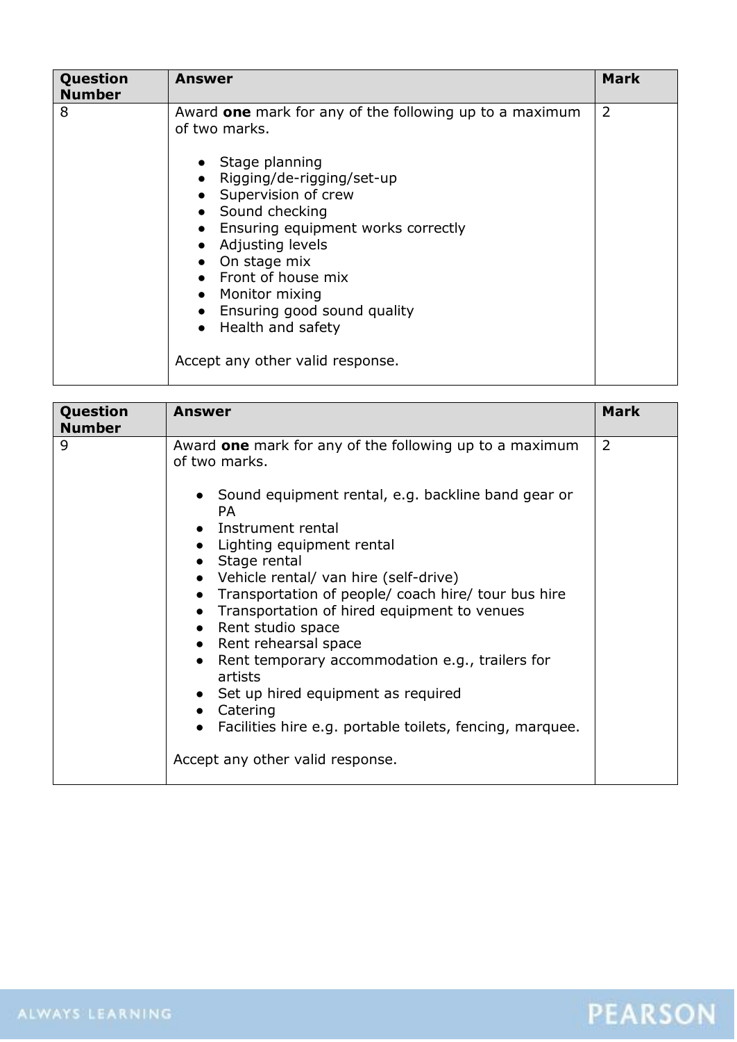| Question Number | Answer | Mark |
|---|---|---|
| 8 | Award **one** mark for any of the following up to a maximum of two marks.<br><br>• Stage planning<br>• Rigging/de-rigging/set-up<br>• Supervision of crew<br>• Sound checking<br>• Ensuring equipment works correctly<br>• Adjusting levels<br>• On stage mix<br>• Front of house mix<br>• Monitor mixing<br>• Ensuring good sound quality<br>• Health and safety<br><br>Accept any other valid response. | 2 |

| Question Number | Answer | Mark |
|---|---|---|
| 9 | Award **one** mark for any of the following up to a maximum of two marks.<br><br>• Sound equipment rental, e.g. backline band gear or PA<br>• Instrument rental<br>• Lighting equipment rental<br>• Stage rental<br>• Vehicle rental/ van hire (self-drive)<br>• Transportation of people/ coach hire/ tour bus hire<br>• Transportation of hired equipment to venues<br>• Rent studio space<br>• Rent rehearsal space<br>• Rent temporary accommodation e.g., trailers for artists<br>• Set up hired equipment as required<br>• Catering<br>• Facilities hire e.g. portable toilets, fencing, marquee.<br><br>Accept any other valid response. | 2 |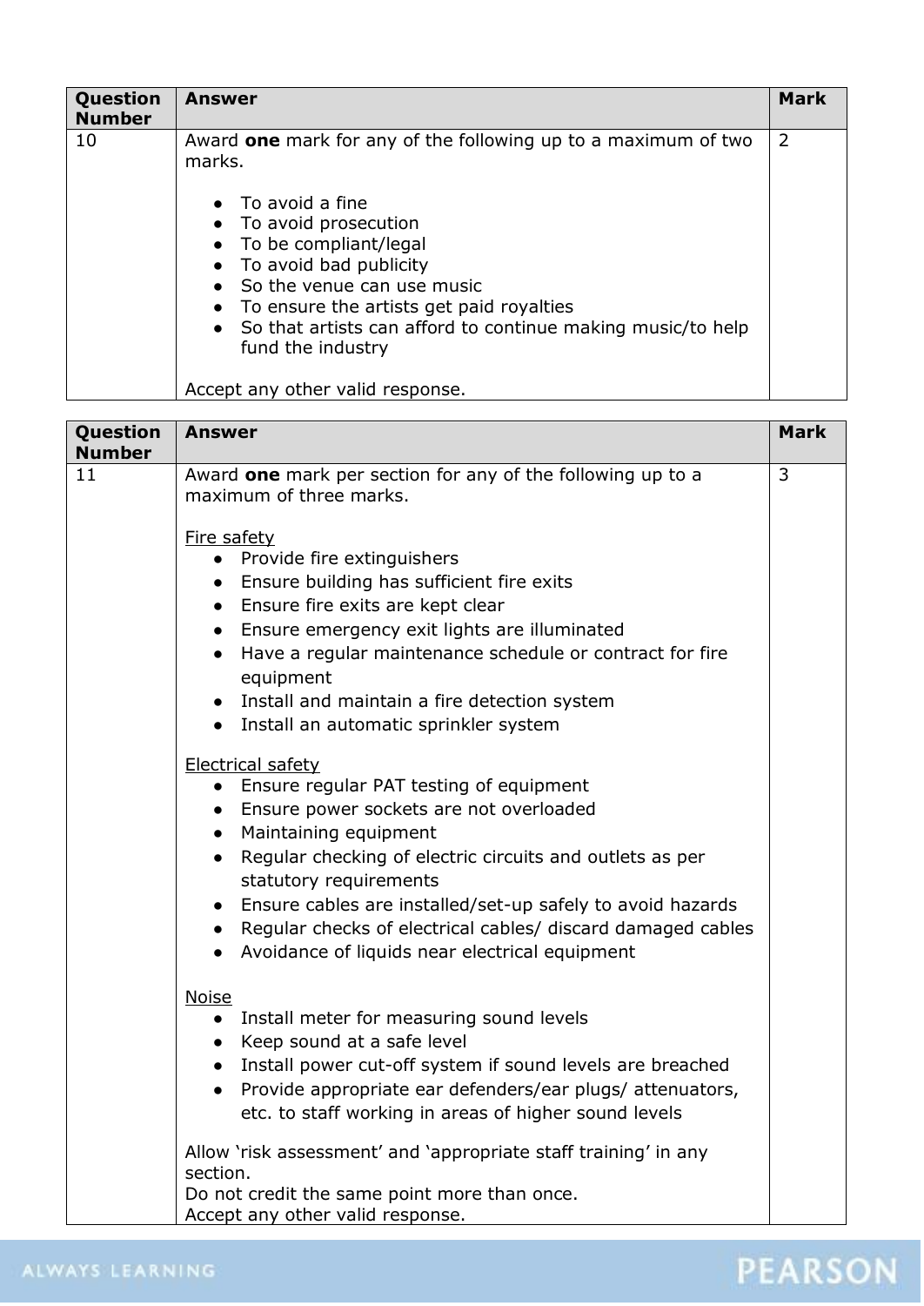| Question Number | Answer | Mark |
|---|---|---|
| 10 | Award **one** mark for any of the following up to a maximum of two marks.<br><br>• To avoid a fine<br>• To avoid prosecution<br>• To be compliant/legal<br>• To avoid bad publicity<br>• So the venue can use music<br>• To ensure the artists get paid royalties<br>• So that artists can afford to continue making music/to help fund the industry<br><br>Accept any other valid response. | 2 |

| Question Number | Answer | Mark |
|---|---|---|
| 11 | Award **one** mark per section for any of the following up to a maximum of three marks.<br><br><u>Fire safety</u><br>• Provide fire extinguishers<br>• Ensure building has sufficient fire exits<br>• Ensure fire exits are kept clear<br>• Ensure emergency exit lights are illuminated<br>• Have a regular maintenance schedule or contract for fire equipment<br>• Install and maintain a fire detection system<br>• Install an automatic sprinkler system<br><br><u>Electrical safety</u><br>• Ensure regular PAT testing of equipment<br>• Ensure power sockets are not overloaded<br>• Maintaining equipment<br>• Regular checking of electric circuits and outlets as per statutory requirements<br>• Ensure cables are installed/set-up safely to avoid hazards<br>• Regular checks of electrical cables/ discard damaged cables<br>• Avoidance of liquids near electrical equipment<br><br><u>Noise</u><br>• Install meter for measuring sound levels<br>• Keep sound at a safe level<br>• Install power cut-off system if sound levels are breached<br>• Provide appropriate ear defenders/ear plugs/ attenuators, etc. to staff working in areas of higher sound levels<br><br>Allow 'risk assessment' and 'appropriate staff training' in any section.<br>Do not credit the same point more than once.<br>Accept any other valid response. | 3 |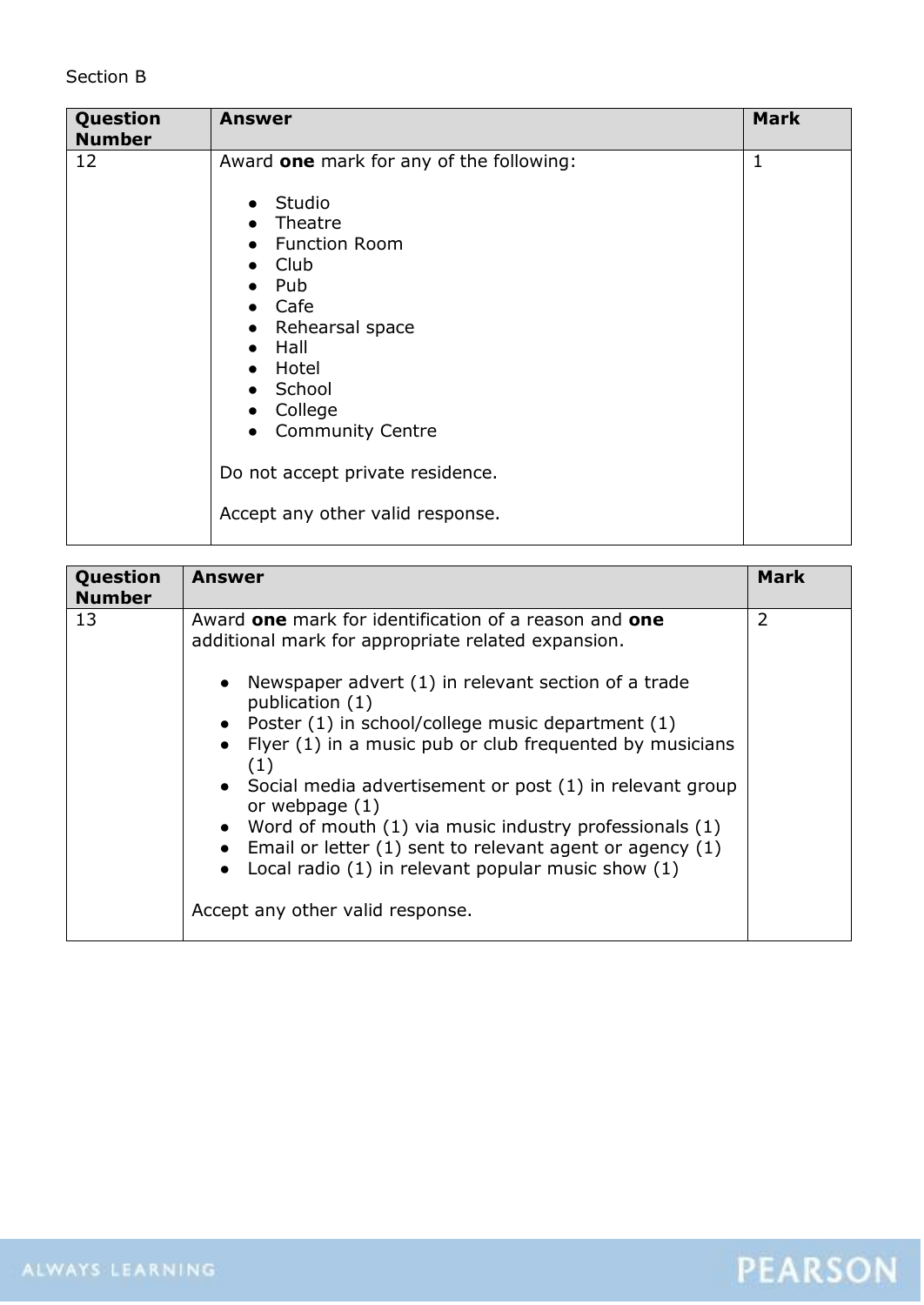Section B

| Question Number | Answer | Mark |
|---|---|---|
| 12 | Award **one** mark for any of the following:<br><br>• Studio<br>• Theatre<br>• Function Room<br>• Club<br>• Pub<br>• Cafe<br>• Rehearsal space<br>• Hall<br>• Hotel<br>• School<br>• College<br>• Community Centre<br><br>Do not accept private residence.<br><br>Accept any other valid response. | 1 |

| Question Number | Answer | Mark |
|---|---|---|
| 13 | Award **one** mark for identification of a reason and **one** additional mark for appropriate related expansion.<br><br>• Newspaper advert (1) in relevant section of a trade publication (1)<br>• Poster (1) in school/college music department (1)<br>• Flyer (1) in a music pub or club frequented by musicians (1)<br>• Social media advertisement or post (1) in relevant group or webpage (1)<br>• Word of mouth (1) via music industry professionals (1)<br>• Email or letter (1) sent to relevant agent or agency (1)<br>• Local radio (1) in relevant popular music show (1)<br><br>Accept any other valid response. | 2 |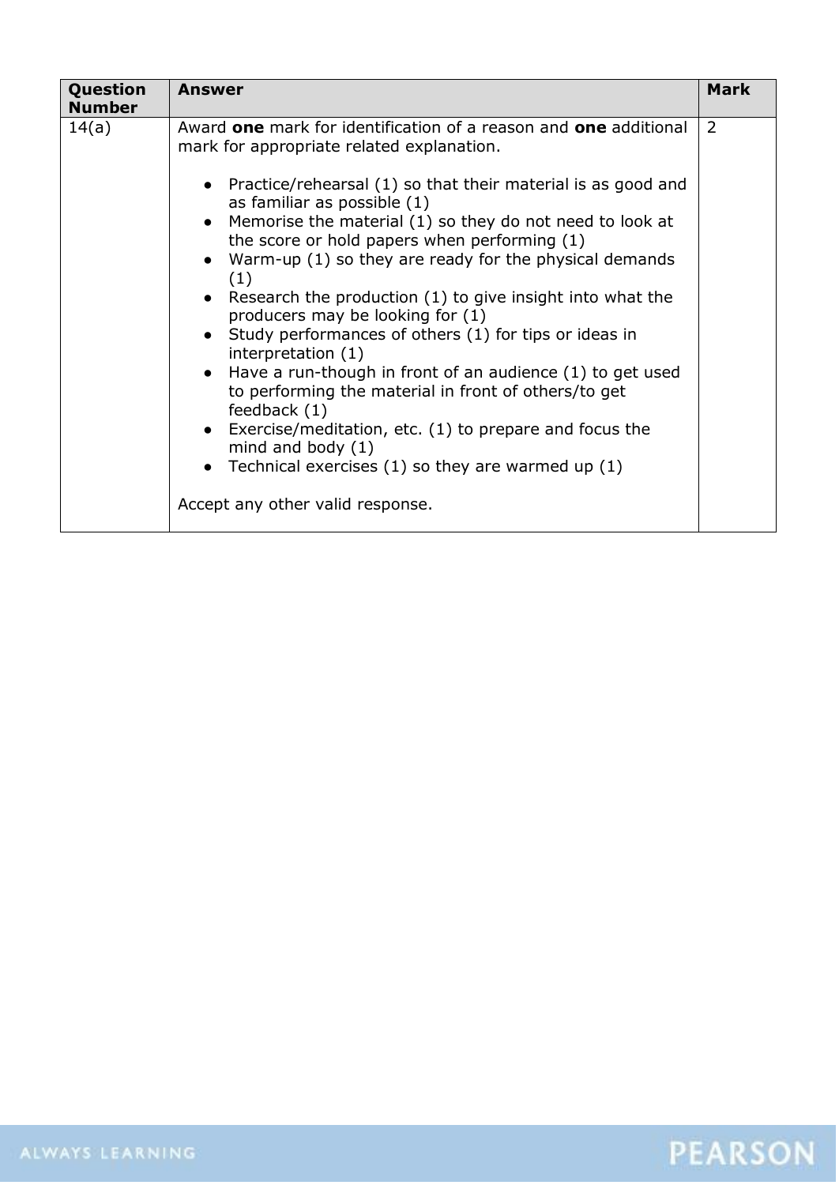| Question Number | Answer | Mark |
|---|---|---|
| 14(a) | Award **one** mark for identification of a reason and **one** additional mark for appropriate related explanation.<br><br>• Practice/rehearsal (1) so that their material is as good and as familiar as possible (1)<br>• Memorise the material (1) so they do not need to look at the score or hold papers when performing (1)<br>• Warm-up (1) so they are ready for the physical demands (1)<br>• Research the production (1) to give insight into what the producers may be looking for (1)<br>• Study performances of others (1) for tips or ideas in interpretation (1)<br>• Have a run-though in front of an audience (1) to get used to performing the material in front of others/to get feedback (1)<br>• Exercise/meditation, etc. (1) to prepare and focus the mind and body (1)<br>• Technical exercises (1) so they are warmed up (1)<br><br>Accept any other valid response. | 2 |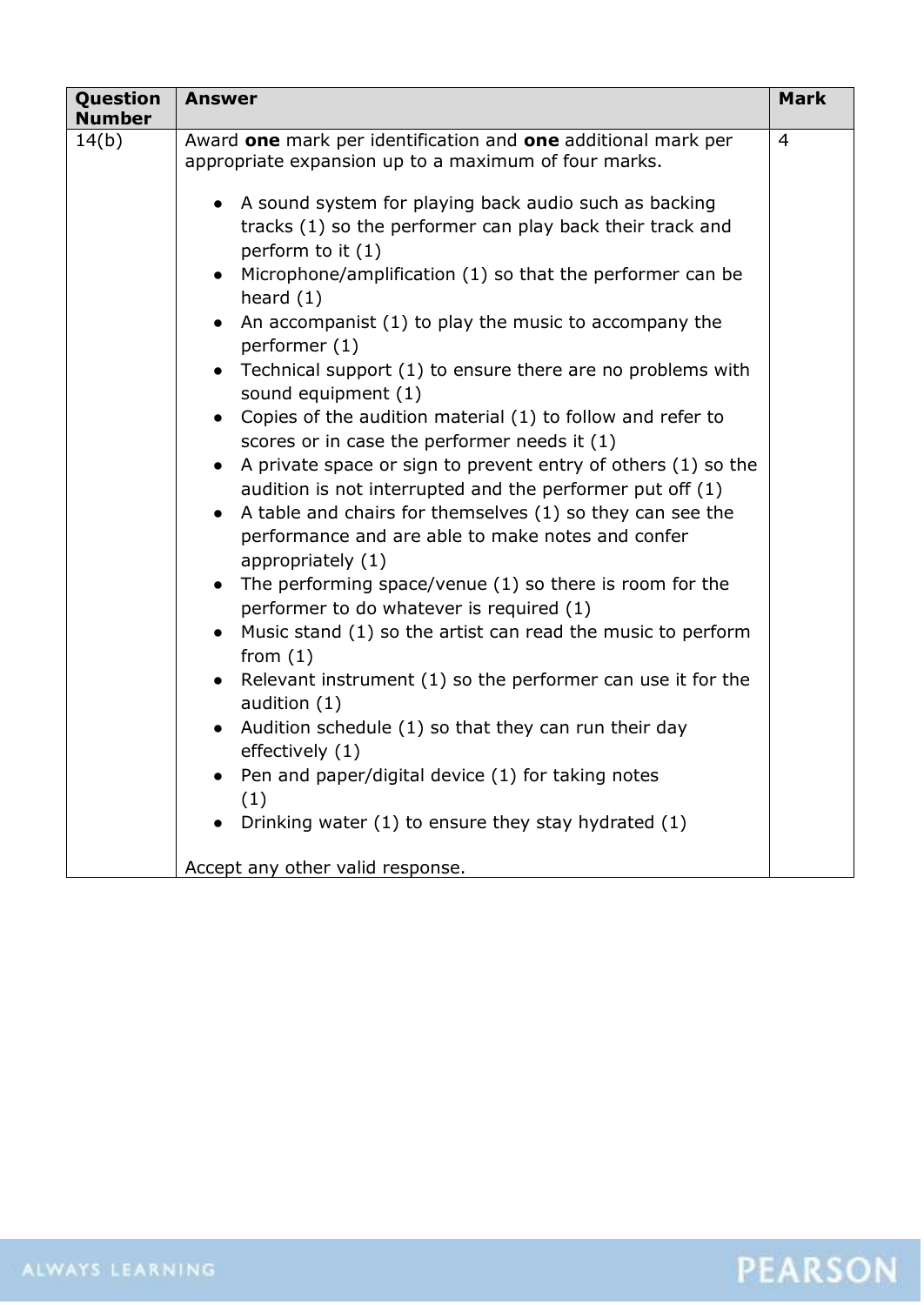| Question Number | Answer | Mark |
|---|---|---|
| 14(b) | Award **one** mark per identification and **one** additional mark per appropriate expansion up to a maximum of four marks.<br><br>• A sound system for playing back audio such as backing tracks (1) so the performer can play back their track and perform to it (1)<br>• Microphone/amplification (1) so that the performer can be heard (1)<br>• An accompanist (1) to play the music to accompany the performer (1)<br>• Technical support (1) to ensure there are no problems with sound equipment (1)<br>• Copies of the audition material (1) to follow and refer to scores or in case the performer needs it (1)<br>• A private space or sign to prevent entry of others (1) so the audition is not interrupted and the performer put off (1)<br>• A table and chairs for themselves (1) so they can see the performance and are able to make notes and confer appropriately (1)<br>• The performing space/venue (1) so there is room for the performer to do whatever is required (1)<br>• Music stand (1) so the artist can read the music to perform from (1)<br>• Relevant instrument (1) so the performer can use it for the audition (1)<br>• Audition schedule (1) so that they can run their day effectively (1)<br>• Pen and paper/digital device (1) for taking notes (1)<br>• Drinking water (1) to ensure they stay hydrated (1)<br><br>Accept any other valid response. | 4 |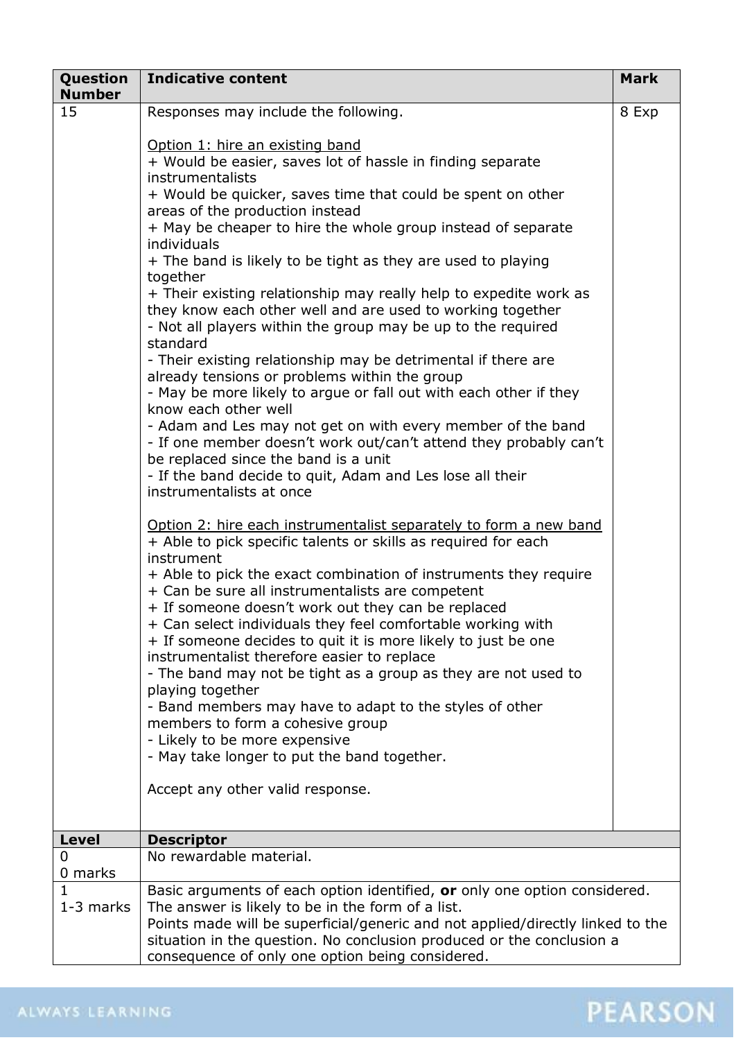| Question Number | Indicative content | Mark |
|---|---|---|
| 15 | Responses may include the following.<br><br><u>Option 1: hire an existing band</u><br>+ Would be easier, saves lot of hassle in finding separate instrumentalists<br>+ Would be quicker, saves time that could be spent on other areas of the production instead<br>+ May be cheaper to hire the whole group instead of separate individuals<br>+ The band is likely to be tight as they are used to playing together<br>+ Their existing relationship may really help to expedite work as they know each other well and are used to working together<br>- Not all players within the group may be up to the required standard<br>- Their existing relationship may be detrimental if there are already tensions or problems within the group<br>- May be more likely to argue or fall out with each other if they know each other well<br>- Adam and Les may not get on with every member of the band<br>- If one member doesn't work out/can't attend they probably can't be replaced since the band is a unit<br>- If the band decide to quit, Adam and Les lose all their instrumentalists at once<br><br><u>Option 2: hire each instrumentalist separately to form a new band</u><br>+ Able to pick specific talents or skills as required for each instrument<br>+ Able to pick the exact combination of instruments they require<br>+ Can be sure all instrumentalists are competent<br>+ If someone doesn't work out they can be replaced<br>+ Can select individuals they feel comfortable working with<br>+ If someone decides to quit it is more likely to just be one instrumentalist therefore easier to replace<br>- The band may not be tight as a group as they are not used to playing together<br>- Band members may have to adapt to the styles of other members to form a cohesive group<br>- Likely to be more expensive<br>- May take longer to put the band together.<br><br>Accept any other valid response. | 8 Exp |

| Level | Descriptor |
|---|---|
| 0<br>0 marks | No rewardable material. |
| 1<br>1-3 marks | Basic arguments of each option identified, **or** only one option considered. The answer is likely to be in the form of a list.<br>Points made will be superficial/generic and not applied/directly linked to the situation in the question. No conclusion produced or the conclusion a consequence of only one option being considered. |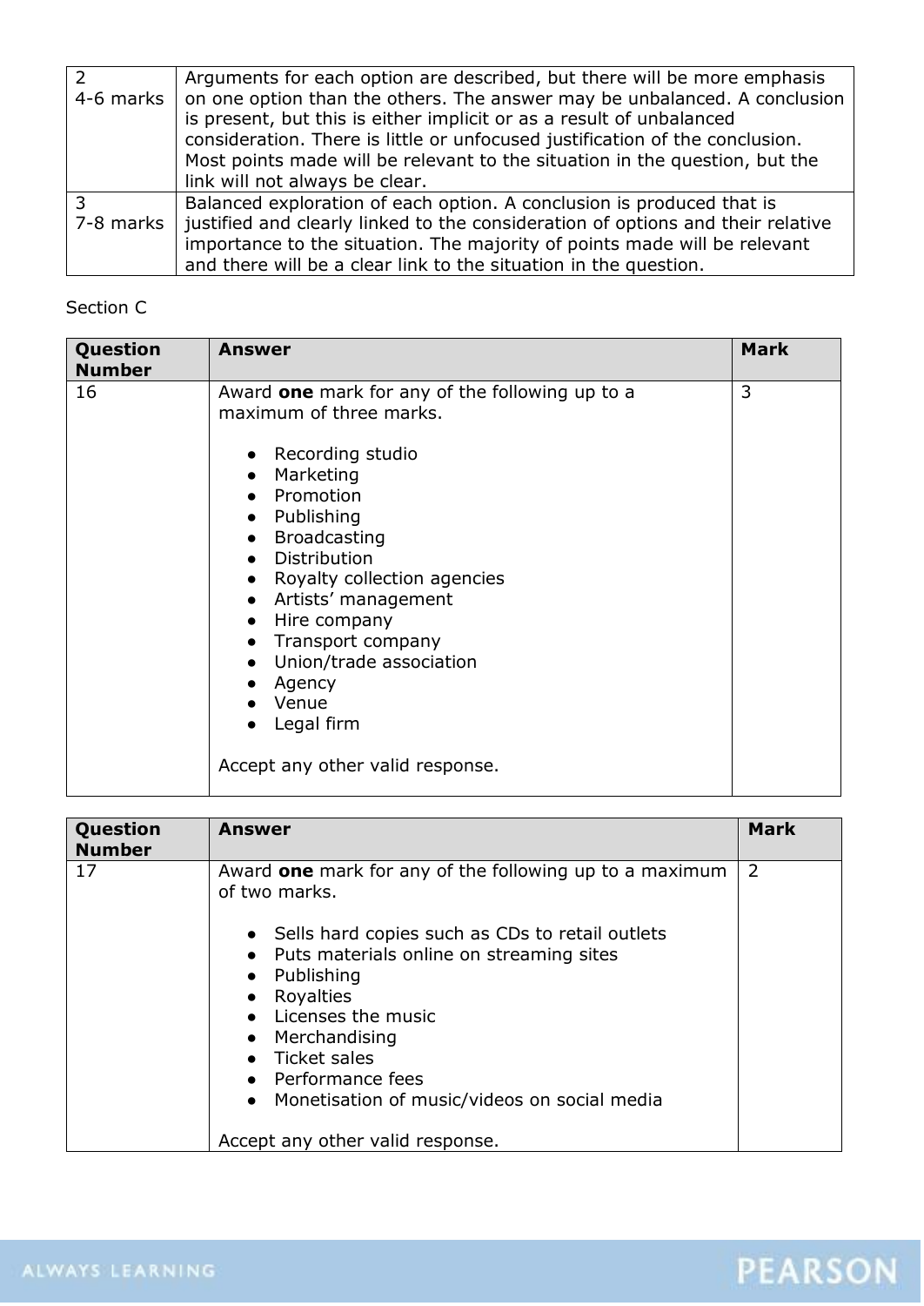| | |
|---|---|
| 2<br>4-6 marks | Arguments for each option are described, but there will be more emphasis on one option than the others. The answer may be unbalanced. A conclusion is present, but this is either implicit or as a result of unbalanced consideration. There is little or unfocused justification of the conclusion. Most points made will be relevant to the situation in the question, but the link will not always be clear. |
| 3<br>7-8 marks | Balanced exploration of each option. A conclusion is produced that is justified and clearly linked to the consideration of options and their relative importance to the situation. The majority of points made will be relevant and there will be a clear link to the situation in the question. |

Section C

| Question Number | Answer | Mark |
|---|---|---|
| 16 | Award **one** mark for any of the following up to a maximum of three marks.<br><br>• Recording studio<br>• Marketing<br>• Promotion<br>• Publishing<br>• Broadcasting<br>• Distribution<br>• Royalty collection agencies<br>• Artists' management<br>• Hire company<br>• Transport company<br>• Union/trade association<br>• Agency<br>• Venue<br>• Legal firm<br><br>Accept any other valid response. | 3 |

| Question Number | Answer | Mark |
|---|---|---|
| 17 | Award **one** mark for any of the following up to a maximum of two marks.<br><br>• Sells hard copies such as CDs to retail outlets<br>• Puts materials online on streaming sites<br>• Publishing<br>• Royalties<br>• Licenses the music<br>• Merchandising<br>• Ticket sales<br>• Performance fees<br>• Monetisation of music/videos on social media<br><br>Accept any other valid response. | 2 |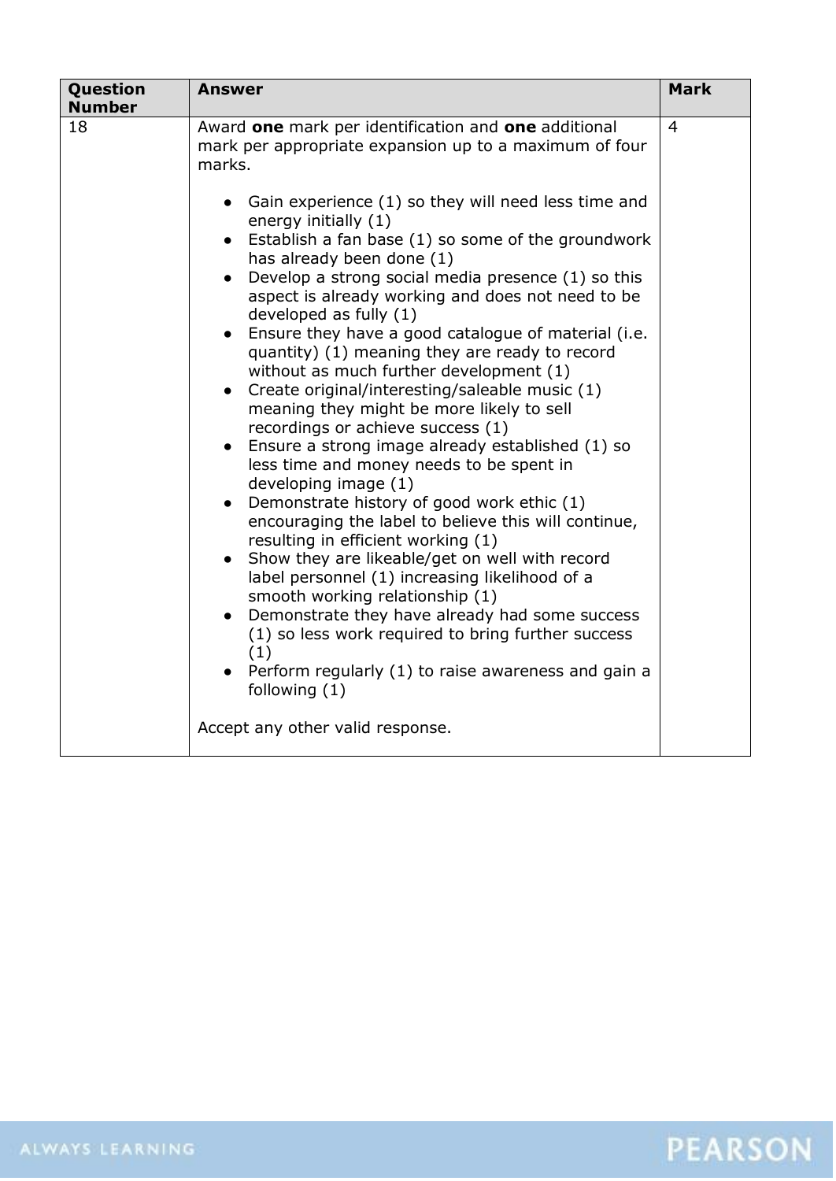| Question Number | Answer | Mark |
|---|---|---|
| 18 | Award **one** mark per identification and **one** additional mark per appropriate expansion up to a maximum of four marks.<br><br>• Gain experience (1) so they will need less time and energy initially (1)<br>• Establish a fan base (1) so some of the groundwork has already been done (1)<br>• Develop a strong social media presence (1) so this aspect is already working and does not need to be developed as fully (1)<br>• Ensure they have a good catalogue of material (i.e. quantity) (1) meaning they are ready to record without as much further development (1)<br>• Create original/interesting/saleable music (1) meaning they might be more likely to sell recordings or achieve success (1)<br>• Ensure a strong image already established (1) so less time and money needs to be spent in developing image (1)<br>• Demonstrate history of good work ethic (1) encouraging the label to believe this will continue, resulting in efficient working (1)<br>• Show they are likeable/get on well with record label personnel (1) increasing likelihood of a smooth working relationship (1)<br>• Demonstrate they have already had some success (1) so less work required to bring further success (1)<br>• Perform regularly (1) to raise awareness and gain a following (1)<br><br>Accept any other valid response. | 4 |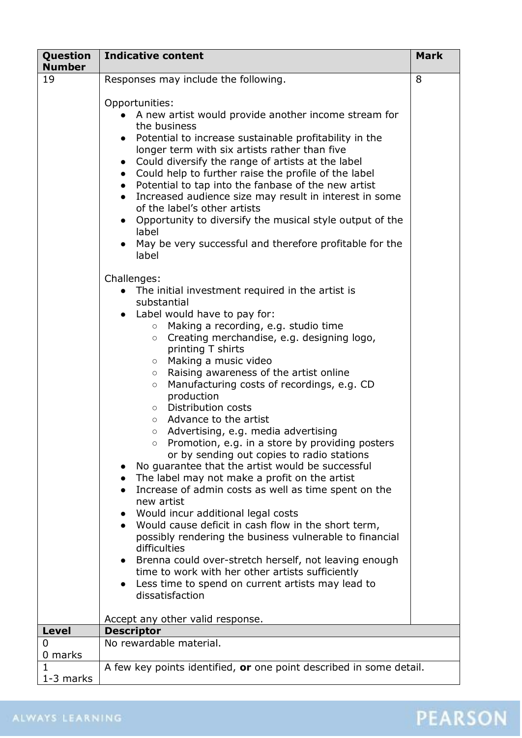| Question Number | Indicative content | Mark |
|---|---|---|
| 19 | Responses may include the following.<br><br>Opportunities:<br>• A new artist would provide another income stream for the business<br>• Potential to increase sustainable profitability in the longer term with six artists rather than five<br>• Could diversify the range of artists at the label<br>• Could help to further raise the profile of the label<br>• Potential to tap into the fanbase of the new artist<br>• Increased audience size may result in interest in some of the label's other artists<br>• Opportunity to diversify the musical style output of the label<br>• May be very successful and therefore profitable for the label<br><br>Challenges:<br>• The initial investment required in the artist is substantial<br>• Label would have to pay for:<br>  ○ Making a recording, e.g. studio time<br>  ○ Creating merchandise, e.g. designing logo, printing T shirts<br>  ○ Making a music video<br>  ○ Raising awareness of the artist online<br>  ○ Manufacturing costs of recordings, e.g. CD production<br>  ○ Distribution costs<br>  ○ Advance to the artist<br>  ○ Advertising, e.g. media advertising<br>  ○ Promotion, e.g. in a store by providing posters or by sending out copies to radio stations<br>• No guarantee that the artist would be successful<br>• The label may not make a profit on the artist<br>• Increase of admin costs as well as time spent on the new artist<br>• Would incur additional legal costs<br>• Would cause deficit in cash flow in the short term, possibly rendering the business vulnerable to financial difficulties<br>• Brenna could over-stretch herself, not leaving enough time to work with her other artists sufficiently<br>• Less time to spend on current artists may lead to dissatisfaction<br><br>Accept any other valid response. | 8 |

| Level | Descriptor |
|---|---|
| 0<br>0 marks | No rewardable material. |
| 1<br>1-3 marks | A few key points identified, **or** one point described in some detail. |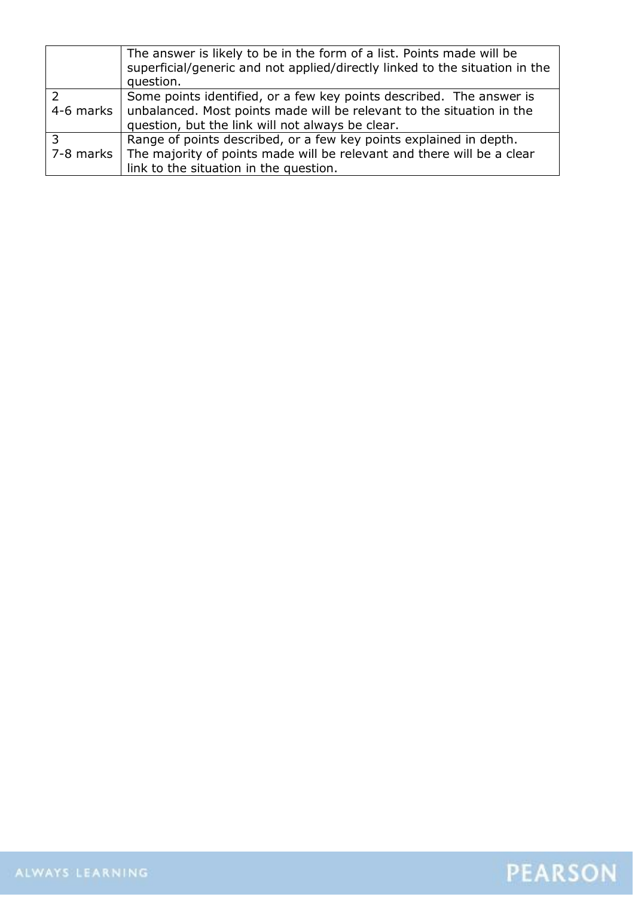| | |
|---|---|
| | The answer is likely to be in the form of a list. Points made will be superficial/generic and not applied/directly linked to the situation in the question. |
| 2<br>4-6 marks | Some points identified, or a few key points described. The answer is unbalanced. Most points made will be relevant to the situation in the question, but the link will not always be clear. |
| 3<br>7-8 marks | Range of points described, or a few key points explained in depth. The majority of points made will be relevant and there will be a clear link to the situation in the question. |